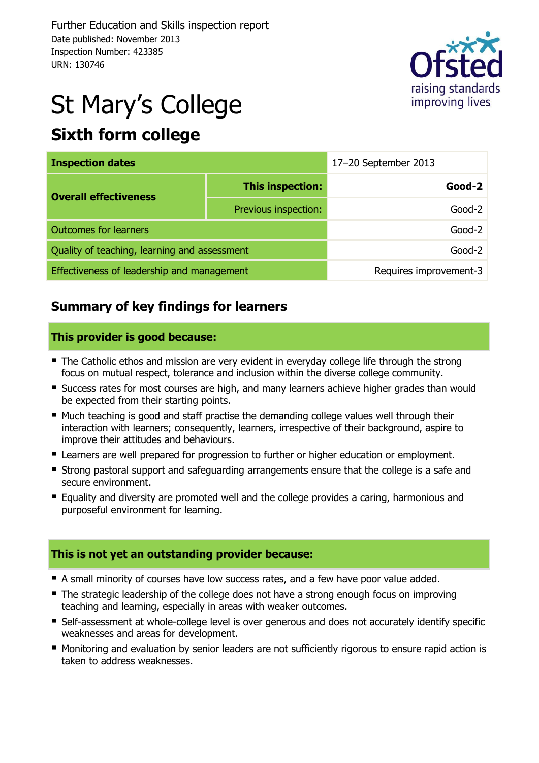Further Education and Skills inspection report
Date published: November 2013
Inspection Number: 423385
URN: 130746

# St Mary's College

## Sixth form college

| Inspection dates | | 17–20 September 2013 |
|---|---|---|
| Overall effectiveness | This inspection: | **Good-2** |
| | Previous inspection: | Good-2 |
| Outcomes for learners | | Good-2 |
| Quality of teaching, learning and assessment | | Good-2 |
| Effectiveness of leadership and management | | Requires improvement-3 |

## Summary of key findings for learners

### This provider is good because:

- The Catholic ethos and mission are very evident in everyday college life through the strong focus on mutual respect, tolerance and inclusion within the diverse college community.
- Success rates for most courses are high, and many learners achieve higher grades than would be expected from their starting points.
- Much teaching is good and staff practise the demanding college values well through their interaction with learners; consequently, learners, irrespective of their background, aspire to improve their attitudes and behaviours.
- Learners are well prepared for progression to further or higher education or employment.
- Strong pastoral support and safeguarding arrangements ensure that the college is a safe and secure environment.
- Equality and diversity are promoted well and the college provides a caring, harmonious and purposeful environment for learning.

### This is not yet an outstanding provider because:

- A small minority of courses have low success rates, and a few have poor value added.
- The strategic leadership of the college does not have a strong enough focus on improving teaching and learning, especially in areas with weaker outcomes.
- Self-assessment at whole-college level is over generous and does not accurately identify specific weaknesses and areas for development.
- Monitoring and evaluation by senior leaders are not sufficiently rigorous to ensure rapid action is taken to address weaknesses.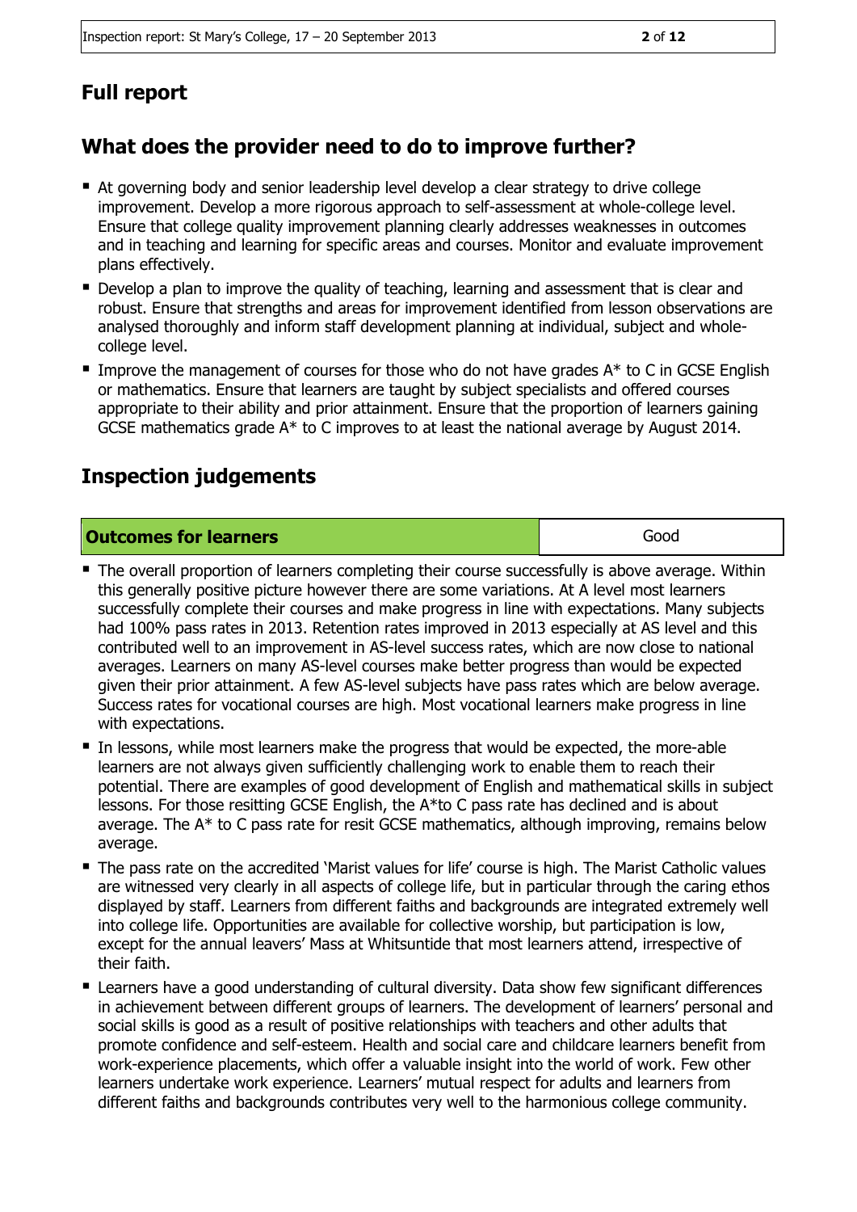## Full report

## What does the provider need to do to improve further?

- At governing body and senior leadership level develop a clear strategy to drive college improvement. Develop a more rigorous approach to self-assessment at whole-college level. Ensure that college quality improvement planning clearly addresses weaknesses in outcomes and in teaching and learning for specific areas and courses. Monitor and evaluate improvement plans effectively.
- Develop a plan to improve the quality of teaching, learning and assessment that is clear and robust. Ensure that strengths and areas for improvement identified from lesson observations are analysed thoroughly and inform staff development planning at individual, subject and whole-college level.
- Improve the management of courses for those who do not have grades A* to C in GCSE English or mathematics. Ensure that learners are taught by subject specialists and offered courses appropriate to their ability and prior attainment. Ensure that the proportion of learners gaining GCSE mathematics grade A* to C improves to at least the national average by August 2014.

## Inspection judgements

| Outcomes for learners | Good |
|---|---|

- The overall proportion of learners completing their course successfully is above average. Within this generally positive picture however there are some variations. At A level most learners successfully complete their courses and make progress in line with expectations. Many subjects had 100% pass rates in 2013. Retention rates improved in 2013 especially at AS level and this contributed well to an improvement in AS-level success rates, which are now close to national averages. Learners on many AS-level courses make better progress than would be expected given their prior attainment. A few AS-level subjects have pass rates which are below average. Success rates for vocational courses are high. Most vocational learners make progress in line with expectations.
- In lessons, while most learners make the progress that would be expected, the more-able learners are not always given sufficiently challenging work to enable them to reach their potential. There are examples of good development of English and mathematical skills in subject lessons. For those resitting GCSE English, the A*to C pass rate has declined and is about average. The A* to C pass rate for resit GCSE mathematics, although improving, remains below average.
- The pass rate on the accredited 'Marist values for life' course is high. The Marist Catholic values are witnessed very clearly in all aspects of college life, but in particular through the caring ethos displayed by staff. Learners from different faiths and backgrounds are integrated extremely well into college life. Opportunities are available for collective worship, but participation is low, except for the annual leavers' Mass at Whitsuntide that most learners attend, irrespective of their faith.
- Learners have a good understanding of cultural diversity. Data show few significant differences in achievement between different groups of learners. The development of learners' personal and social skills is good as a result of positive relationships with teachers and other adults that promote confidence and self-esteem. Health and social care and childcare learners benefit from work-experience placements, which offer a valuable insight into the world of work. Few other learners undertake work experience. Learners' mutual respect for adults and learners from different faiths and backgrounds contributes very well to the harmonious college community.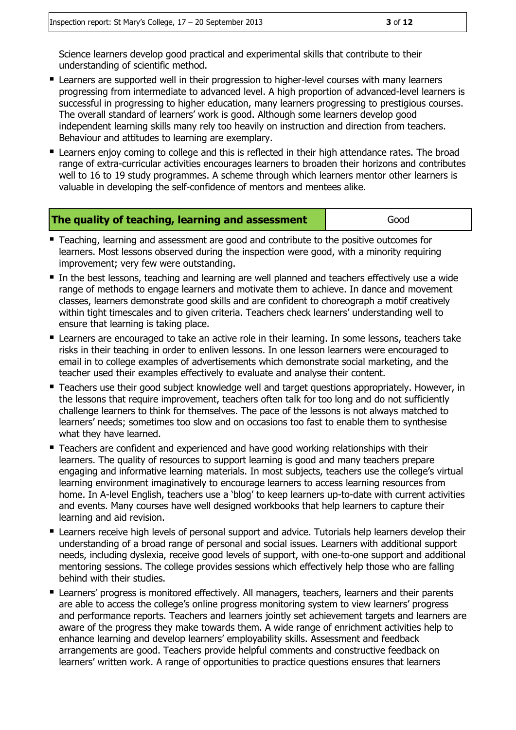Science learners develop good practical and experimental skills that contribute to their understanding of scientific method.

- Learners are supported well in their progression to higher-level courses with many learners progressing from intermediate to advanced level. A high proportion of advanced-level learners is successful in progressing to higher education, many learners progressing to prestigious courses. The overall standard of learners' work is good. Although some learners develop good independent learning skills many rely too heavily on instruction and direction from teachers. Behaviour and attitudes to learning are exemplary.
- Learners enjoy coming to college and this is reflected in their high attendance rates. The broad range of extra-curricular activities encourages learners to broaden their horizons and contributes well to 16 to 19 study programmes. A scheme through which learners mentor other learners is valuable in developing the self-confidence of mentors and mentees alike.

| **The quality of teaching, learning and assessment** | Good |
|---|---|

- Teaching, learning and assessment are good and contribute to the positive outcomes for learners. Most lessons observed during the inspection were good, with a minority requiring improvement; very few were outstanding.
- In the best lessons, teaching and learning are well planned and teachers effectively use a wide range of methods to engage learners and motivate them to achieve. In dance and movement classes, learners demonstrate good skills and are confident to choreograph a motif creatively within tight timescales and to given criteria. Teachers check learners' understanding well to ensure that learning is taking place.
- Learners are encouraged to take an active role in their learning. In some lessons, teachers take risks in their teaching in order to enliven lessons. In one lesson learners were encouraged to email in to college examples of advertisements which demonstrate social marketing, and the teacher used their examples effectively to evaluate and analyse their content.
- Teachers use their good subject knowledge well and target questions appropriately. However, in the lessons that require improvement, teachers often talk for too long and do not sufficiently challenge learners to think for themselves. The pace of the lessons is not always matched to learners' needs; sometimes too slow and on occasions too fast to enable them to synthesise what they have learned.
- Teachers are confident and experienced and have good working relationships with their learners. The quality of resources to support learning is good and many teachers prepare engaging and informative learning materials. In most subjects, teachers use the college's virtual learning environment imaginatively to encourage learners to access learning resources from home. In A-level English, teachers use a 'blog' to keep learners up-to-date with current activities and events. Many courses have well designed workbooks that help learners to capture their learning and aid revision.
- Learners receive high levels of personal support and advice. Tutorials help learners develop their understanding of a broad range of personal and social issues. Learners with additional support needs, including dyslexia, receive good levels of support, with one-to-one support and additional mentoring sessions. The college provides sessions which effectively help those who are falling behind with their studies.
- Learners' progress is monitored effectively. All managers, teachers, learners and their parents are able to access the college's online progress monitoring system to view learners' progress and performance reports. Teachers and learners jointly set achievement targets and learners are aware of the progress they make towards them. A wide range of enrichment activities help to enhance learning and develop learners' employability skills. Assessment and feedback arrangements are good. Teachers provide helpful comments and constructive feedback on learners' written work. A range of opportunities to practice questions ensures that learners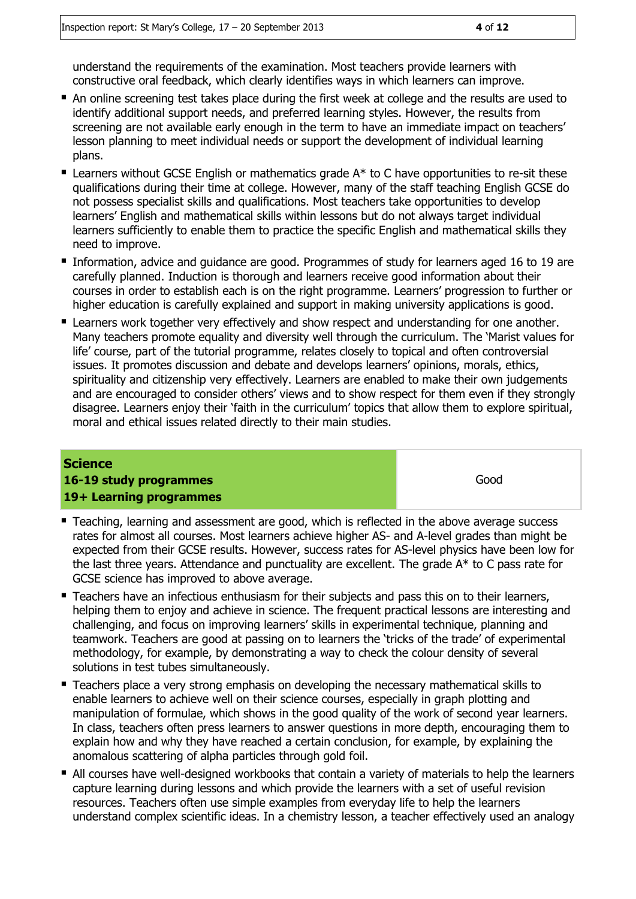understand the requirements of the examination. Most teachers provide learners with constructive oral feedback, which clearly identifies ways in which learners can improve.

- An online screening test takes place during the first week at college and the results are used to identify additional support needs, and preferred learning styles. However, the results from screening are not available early enough in the term to have an immediate impact on teachers' lesson planning to meet individual needs or support the development of individual learning plans.
- Learners without GCSE English or mathematics grade A* to C have opportunities to re-sit these qualifications during their time at college. However, many of the staff teaching English GCSE do not possess specialist skills and qualifications. Most teachers take opportunities to develop learners' English and mathematical skills within lessons but do not always target individual learners sufficiently to enable them to practice the specific English and mathematical skills they need to improve.
- Information, advice and guidance are good. Programmes of study for learners aged 16 to 19 are carefully planned. Induction is thorough and learners receive good information about their courses in order to establish each is on the right programme. Learners' progression to further or higher education is carefully explained and support in making university applications is good.
- Learners work together very effectively and show respect and understanding for one another. Many teachers promote equality and diversity well through the curriculum. The 'Marist values for life' course, part of the tutorial programme, relates closely to topical and often controversial issues. It promotes discussion and debate and develops learners' opinions, morals, ethics, spirituality and citizenship very effectively. Learners are enabled to make their own judgements and are encouraged to consider others' views and to show respect for them even if they strongly disagree. Learners enjoy their 'faith in the curriculum' topics that allow them to explore spiritual, moral and ethical issues related directly to their main studies.

| **Science**<br>**16-19 study programmes**<br>**19+ Learning programmes** | Good |
|---|---|

- Teaching, learning and assessment are good, which is reflected in the above average success rates for almost all courses. Most learners achieve higher AS- and A-level grades than might be expected from their GCSE results. However, success rates for AS-level physics have been low for the last three years. Attendance and punctuality are excellent. The grade A* to C pass rate for GCSE science has improved to above average.
- Teachers have an infectious enthusiasm for their subjects and pass this on to their learners, helping them to enjoy and achieve in science. The frequent practical lessons are interesting and challenging, and focus on improving learners' skills in experimental technique, planning and teamwork. Teachers are good at passing on to learners the 'tricks of the trade' of experimental methodology, for example, by demonstrating a way to check the colour density of several solutions in test tubes simultaneously.
- Teachers place a very strong emphasis on developing the necessary mathematical skills to enable learners to achieve well on their science courses, especially in graph plotting and manipulation of formulae, which shows in the good quality of the work of second year learners. In class, teachers often press learners to answer questions in more depth, encouraging them to explain how and why they have reached a certain conclusion, for example, by explaining the anomalous scattering of alpha particles through gold foil.
- All courses have well-designed workbooks that contain a variety of materials to help the learners capture learning during lessons and which provide the learners with a set of useful revision resources. Teachers often use simple examples from everyday life to help the learners understand complex scientific ideas. In a chemistry lesson, a teacher effectively used an analogy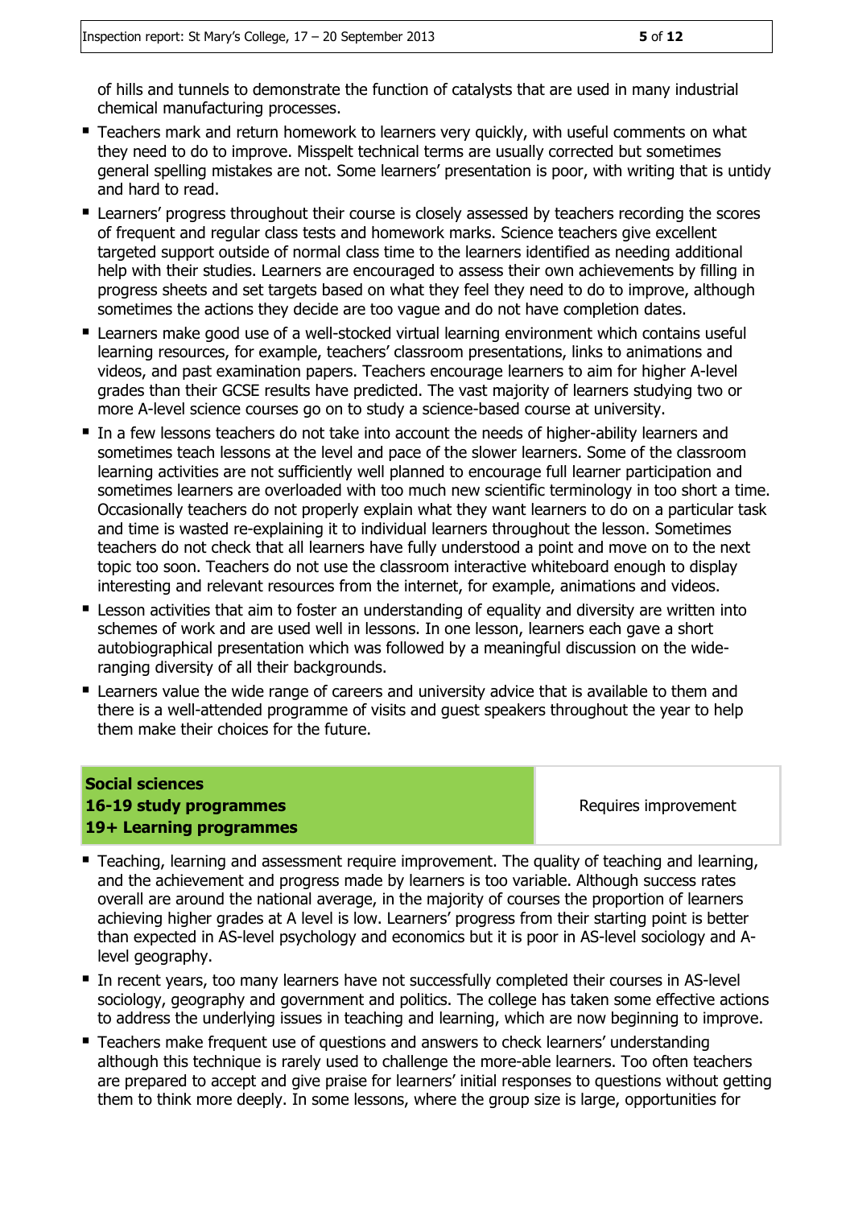of hills and tunnels to demonstrate the function of catalysts that are used in many industrial chemical manufacturing processes.

- Teachers mark and return homework to learners very quickly, with useful comments on what they need to do to improve. Misspelt technical terms are usually corrected but sometimes general spelling mistakes are not. Some learners' presentation is poor, with writing that is untidy and hard to read.
- Learners' progress throughout their course is closely assessed by teachers recording the scores of frequent and regular class tests and homework marks. Science teachers give excellent targeted support outside of normal class time to the learners identified as needing additional help with their studies. Learners are encouraged to assess their own achievements by filling in progress sheets and set targets based on what they feel they need to do to improve, although sometimes the actions they decide are too vague and do not have completion dates.
- Learners make good use of a well-stocked virtual learning environment which contains useful learning resources, for example, teachers' classroom presentations, links to animations and videos, and past examination papers. Teachers encourage learners to aim for higher A-level grades than their GCSE results have predicted. The vast majority of learners studying two or more A-level science courses go on to study a science-based course at university.
- In a few lessons teachers do not take into account the needs of higher-ability learners and sometimes teach lessons at the level and pace of the slower learners. Some of the classroom learning activities are not sufficiently well planned to encourage full learner participation and sometimes learners are overloaded with too much new scientific terminology in too short a time. Occasionally teachers do not properly explain what they want learners to do on a particular task and time is wasted re-explaining it to individual learners throughout the lesson. Sometimes teachers do not check that all learners have fully understood a point and move on to the next topic too soon. Teachers do not use the classroom interactive whiteboard enough to display interesting and relevant resources from the internet, for example, animations and videos.
- Lesson activities that aim to foster an understanding of equality and diversity are written into schemes of work and are used well in lessons. In one lesson, learners each gave a short autobiographical presentation which was followed by a meaningful discussion on the wide-ranging diversity of all their backgrounds.
- Learners value the wide range of careers and university advice that is available to them and there is a well-attended programme of visits and guest speakers throughout the year to help them make their choices for the future.

| **Social sciences**<br>**16-19 study programmes**<br>**19+ Learning programmes** | Requires improvement |
|---|---|

- Teaching, learning and assessment require improvement. The quality of teaching and learning, and the achievement and progress made by learners is too variable. Although success rates overall are around the national average, in the majority of courses the proportion of learners achieving higher grades at A level is low. Learners' progress from their starting point is better than expected in AS-level psychology and economics but it is poor in AS-level sociology and A-level geography.
- In recent years, too many learners have not successfully completed their courses in AS-level sociology, geography and government and politics. The college has taken some effective actions to address the underlying issues in teaching and learning, which are now beginning to improve.
- Teachers make frequent use of questions and answers to check learners' understanding although this technique is rarely used to challenge the more-able learners. Too often teachers are prepared to accept and give praise for learners' initial responses to questions without getting them to think more deeply. In some lessons, where the group size is large, opportunities for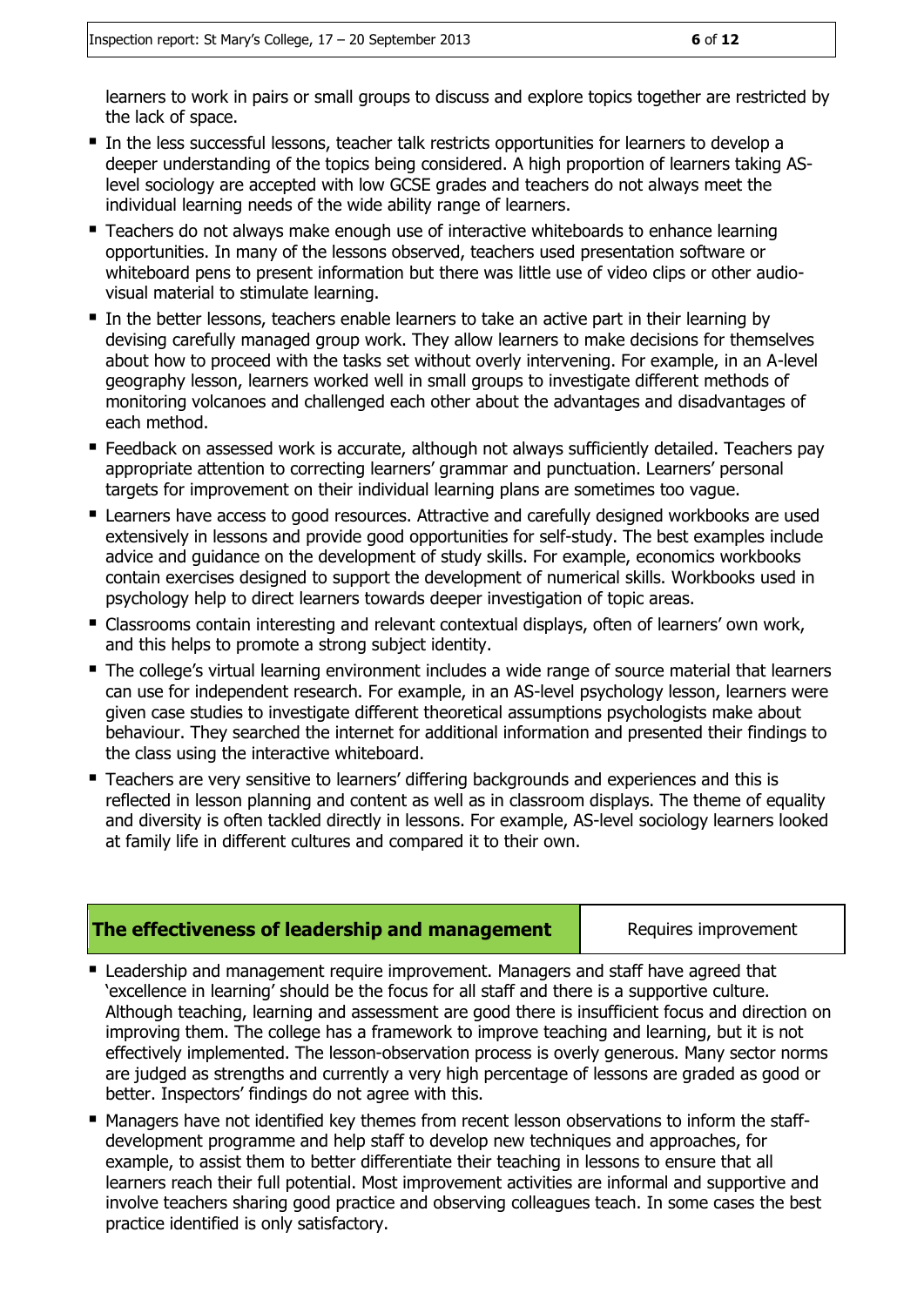learners to work in pairs or small groups to discuss and explore topics together are restricted by the lack of space.

- In the less successful lessons, teacher talk restricts opportunities for learners to develop a deeper understanding of the topics being considered. A high proportion of learners taking AS-level sociology are accepted with low GCSE grades and teachers do not always meet the individual learning needs of the wide ability range of learners.
- Teachers do not always make enough use of interactive whiteboards to enhance learning opportunities. In many of the lessons observed, teachers used presentation software or whiteboard pens to present information but there was little use of video clips or other audio-visual material to stimulate learning.
- In the better lessons, teachers enable learners to take an active part in their learning by devising carefully managed group work. They allow learners to make decisions for themselves about how to proceed with the tasks set without overly intervening. For example, in an A-level geography lesson, learners worked well in small groups to investigate different methods of monitoring volcanoes and challenged each other about the advantages and disadvantages of each method.
- Feedback on assessed work is accurate, although not always sufficiently detailed. Teachers pay appropriate attention to correcting learners' grammar and punctuation. Learners' personal targets for improvement on their individual learning plans are sometimes too vague.
- Learners have access to good resources. Attractive and carefully designed workbooks are used extensively in lessons and provide good opportunities for self-study. The best examples include advice and guidance on the development of study skills. For example, economics workbooks contain exercises designed to support the development of numerical skills. Workbooks used in psychology help to direct learners towards deeper investigation of topic areas.
- Classrooms contain interesting and relevant contextual displays, often of learners' own work, and this helps to promote a strong subject identity.
- The college's virtual learning environment includes a wide range of source material that learners can use for independent research. For example, in an AS-level psychology lesson, learners were given case studies to investigate different theoretical assumptions psychologists make about behaviour. They searched the internet for additional information and presented their findings to the class using the interactive whiteboard.
- Teachers are very sensitive to learners' differing backgrounds and experiences and this is reflected in lesson planning and content as well as in classroom displays. The theme of equality and diversity is often tackled directly in lessons. For example, AS-level sociology learners looked at family life in different cultures and compared it to their own.

| **The effectiveness of leadership and management** | Requires improvement |
|---|---|

- Leadership and management require improvement. Managers and staff have agreed that 'excellence in learning' should be the focus for all staff and there is a supportive culture. Although teaching, learning and assessment are good there is insufficient focus and direction on improving them. The college has a framework to improve teaching and learning, but it is not effectively implemented. The lesson-observation process is overly generous. Many sector norms are judged as strengths and currently a very high percentage of lessons are graded as good or better. Inspectors' findings do not agree with this.
- Managers have not identified key themes from recent lesson observations to inform the staff-development programme and help staff to develop new techniques and approaches, for example, to assist them to better differentiate their teaching in lessons to ensure that all learners reach their full potential. Most improvement activities are informal and supportive and involve teachers sharing good practice and observing colleagues teach. In some cases the best practice identified is only satisfactory.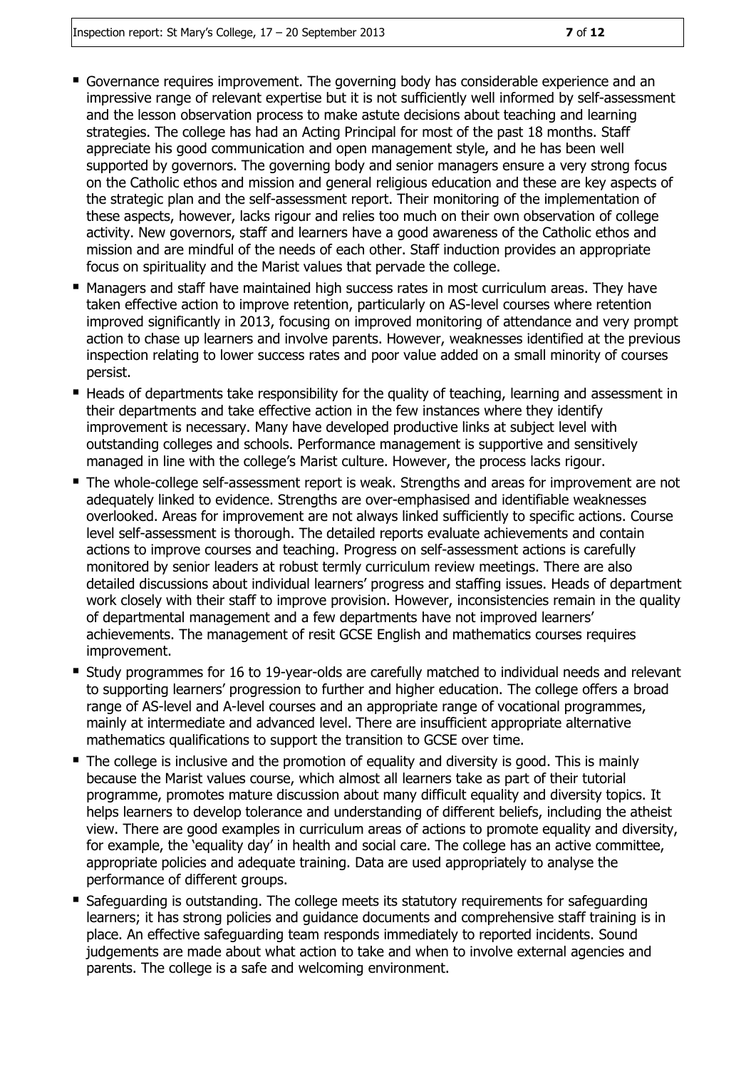- Governance requires improvement. The governing body has considerable experience and an impressive range of relevant expertise but it is not sufficiently well informed by self-assessment and the lesson observation process to make astute decisions about teaching and learning strategies. The college has had an Acting Principal for most of the past 18 months. Staff appreciate his good communication and open management style, and he has been well supported by governors. The governing body and senior managers ensure a very strong focus on the Catholic ethos and mission and general religious education and these are key aspects of the strategic plan and the self-assessment report. Their monitoring of the implementation of these aspects, however, lacks rigour and relies too much on their own observation of college activity. New governors, staff and learners have a good awareness of the Catholic ethos and mission and are mindful of the needs of each other. Staff induction provides an appropriate focus on spirituality and the Marist values that pervade the college.
- Managers and staff have maintained high success rates in most curriculum areas. They have taken effective action to improve retention, particularly on AS-level courses where retention improved significantly in 2013, focusing on improved monitoring of attendance and very prompt action to chase up learners and involve parents. However, weaknesses identified at the previous inspection relating to lower success rates and poor value added on a small minority of courses persist.
- Heads of departments take responsibility for the quality of teaching, learning and assessment in their departments and take effective action in the few instances where they identify improvement is necessary. Many have developed productive links at subject level with outstanding colleges and schools. Performance management is supportive and sensitively managed in line with the college's Marist culture. However, the process lacks rigour.
- The whole-college self-assessment report is weak. Strengths and areas for improvement are not adequately linked to evidence. Strengths are over-emphasised and identifiable weaknesses overlooked. Areas for improvement are not always linked sufficiently to specific actions. Course level self-assessment is thorough. The detailed reports evaluate achievements and contain actions to improve courses and teaching. Progress on self-assessment actions is carefully monitored by senior leaders at robust termly curriculum review meetings. There are also detailed discussions about individual learners' progress and staffing issues. Heads of department work closely with their staff to improve provision. However, inconsistencies remain in the quality of departmental management and a few departments have not improved learners' achievements. The management of resit GCSE English and mathematics courses requires improvement.
- Study programmes for 16 to 19-year-olds are carefully matched to individual needs and relevant to supporting learners' progression to further and higher education. The college offers a broad range of AS-level and A-level courses and an appropriate range of vocational programmes, mainly at intermediate and advanced level. There are insufficient appropriate alternative mathematics qualifications to support the transition to GCSE over time.
- The college is inclusive and the promotion of equality and diversity is good. This is mainly because the Marist values course, which almost all learners take as part of their tutorial programme, promotes mature discussion about many difficult equality and diversity topics. It helps learners to develop tolerance and understanding of different beliefs, including the atheist view. There are good examples in curriculum areas of actions to promote equality and diversity, for example, the 'equality day' in health and social care. The college has an active committee, appropriate policies and adequate training. Data are used appropriately to analyse the performance of different groups.
- Safeguarding is outstanding. The college meets its statutory requirements for safeguarding learners; it has strong policies and guidance documents and comprehensive staff training is in place. An effective safeguarding team responds immediately to reported incidents. Sound judgements are made about what action to take and when to involve external agencies and parents. The college is a safe and welcoming environment.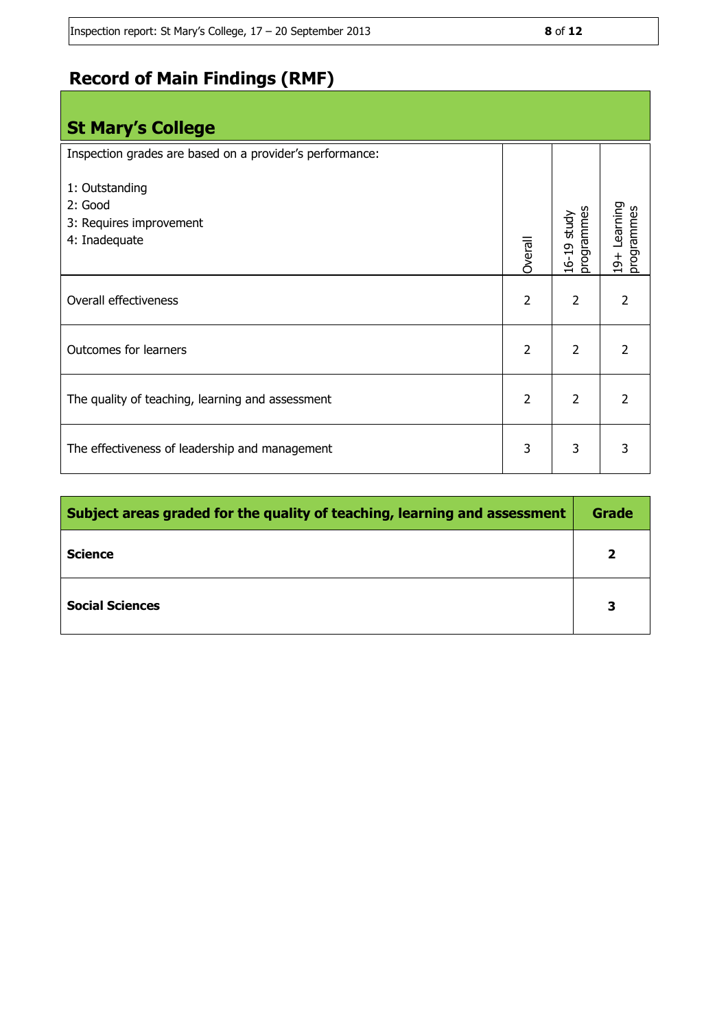# Record of Main Findings (RMF)

## St Mary's College

| Inspection grades are based on a provider's performance:<br><br>1: Outstanding<br>2: Good<br>3: Requires improvement<br>4: Inadequate | Overall | 16-19 study programmes | 19+ Learning programmes |
|---|---|---|---|
| Overall effectiveness | 2 | 2 | 2 |
| Outcomes for learners | 2 | 2 | 2 |
| The quality of teaching, learning and assessment | 2 | 2 | 2 |
| The effectiveness of leadership and management | 3 | 3 | 3 |

| **Subject areas graded for the quality of teaching, learning and assessment** | **Grade** |
|---|---|
| **Science** | **2** |
| **Social Sciences** | **3** |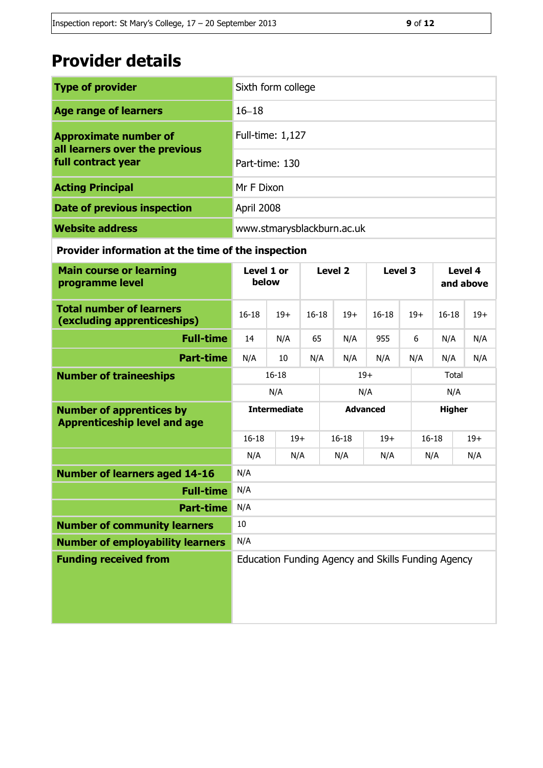# Provider details

| | |
|---|---|
| **Type of provider** | Sixth form college |
| **Age range of learners** | 16–18 |
| **Approximate number of all learners over the previous full contract year** | Full-time: 1,127 |
| | Part-time: 130 |
| **Acting Principal** | Mr F Dixon |
| **Date of previous inspection** | April 2008 |
| **Website address** | www.stmarysblackburn.ac.uk |

**Provider information at the time of the inspection**

| **Main course or learning programme level** | **Level 1 or below** | | **Level 2** | | **Level 3** | | **Level 4 and above** | |
|---|---|---|---|---|---|---|---|---|
| **Total number of learners (excluding apprenticeships)** | 16-18 | 19+ | 16-18 | 19+ | 16-18 | 19+ | 16-18 | 19+ |
| **Full-time** | 14 | N/A | 65 | N/A | 955 | 6 | N/A | N/A |
| **Part-time** | N/A | 10 | N/A | N/A | N/A | N/A | N/A | N/A |

| **Number of traineeships** | 16-18 | 19+ | Total |
|---|---|---|---|
| | N/A | N/A | N/A |

| **Number of apprentices by Apprenticeship level and age** | **Intermediate** | | **Advanced** | | **Higher** | |
|---|---|---|---|---|---|---|
| | 16-18 | 19+ | 16-18 | 19+ | 16-18 | 19+ |
| | N/A | N/A | N/A | N/A | N/A | N/A |

| | |
|---|---|
| **Number of learners aged 14-16** | N/A |
| **Full-time** | N/A |
| **Part-time** | N/A |
| **Number of community learners** | 10 |
| **Number of employability learners** | N/A |
| **Funding received from** | Education Funding Agency and Skills Funding Agency |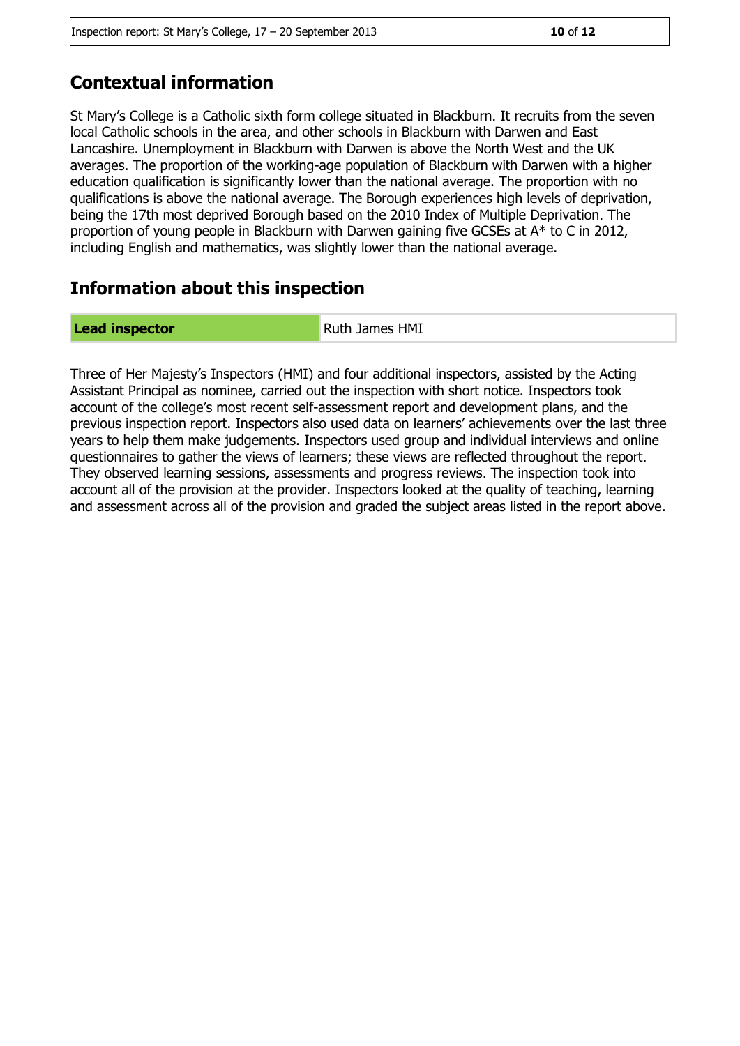## Contextual information

St Mary's College is a Catholic sixth form college situated in Blackburn. It recruits from the seven local Catholic schools in the area, and other schools in Blackburn with Darwen and East Lancashire. Unemployment in Blackburn with Darwen is above the North West and the UK averages. The proportion of the working-age population of Blackburn with Darwen with a higher education qualification is significantly lower than the national average. The proportion with no qualifications is above the national average. The Borough experiences high levels of deprivation, being the 17th most deprived Borough based on the 2010 Index of Multiple Deprivation. The proportion of young people in Blackburn with Darwen gaining five GCSEs at A* to C in 2012, including English and mathematics, was slightly lower than the national average.

## Information about this inspection

| **Lead inspector** | Ruth James HMI |
| --- | --- |

Three of Her Majesty's Inspectors (HMI) and four additional inspectors, assisted by the Acting Assistant Principal as nominee, carried out the inspection with short notice. Inspectors took account of the college's most recent self-assessment report and development plans, and the previous inspection report. Inspectors also used data on learners' achievements over the last three years to help them make judgements. Inspectors used group and individual interviews and online questionnaires to gather the views of learners; these views are reflected throughout the report. They observed learning sessions, assessments and progress reviews. The inspection took into account all of the provision at the provider. Inspectors looked at the quality of teaching, learning and assessment across all of the provision and graded the subject areas listed in the report above.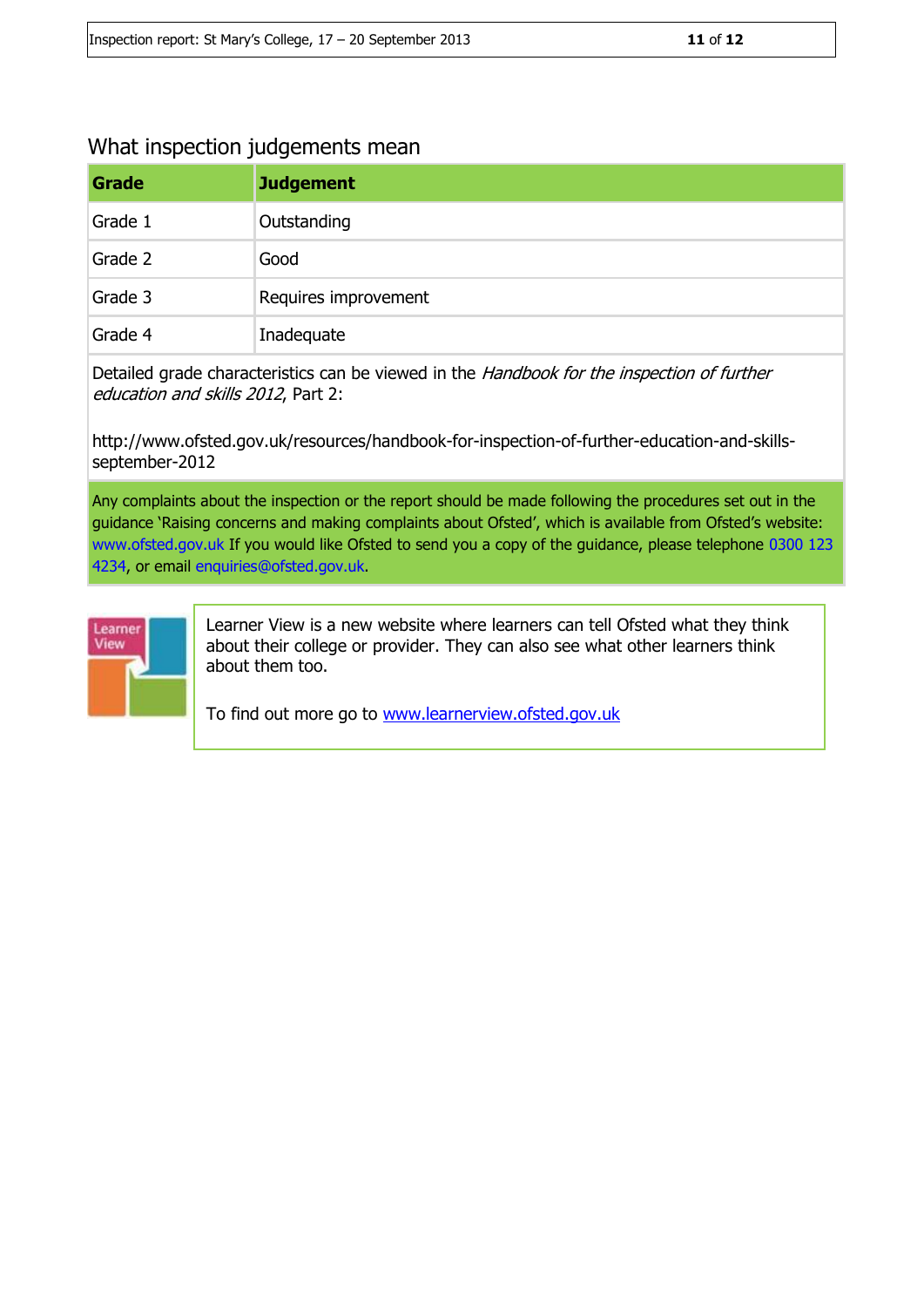## What inspection judgements mean

| Grade | Judgement |
| --- | --- |
| Grade 1 | Outstanding |
| Grade 2 | Good |
| Grade 3 | Requires improvement |
| Grade 4 | Inadequate |

Detailed grade characteristics can be viewed in the *Handbook for the inspection of further education and skills 2012*, Part 2:

http://www.ofsted.gov.uk/resources/handbook-for-inspection-of-further-education-and-skills-september-2012

Any complaints about the inspection or the report should be made following the procedures set out in the guidance 'Raising concerns and making complaints about Ofsted', which is available from Ofsted's website: www.ofsted.gov.uk If you would like Ofsted to send you a copy of the guidance, please telephone 0300 123 4234, or email enquiries@ofsted.gov.uk.

Learner View

Learner View is a new website where learners can tell Ofsted what they think about their college or provider. They can also see what other learners think about them too.

To find out more go to www.learnerview.ofsted.gov.uk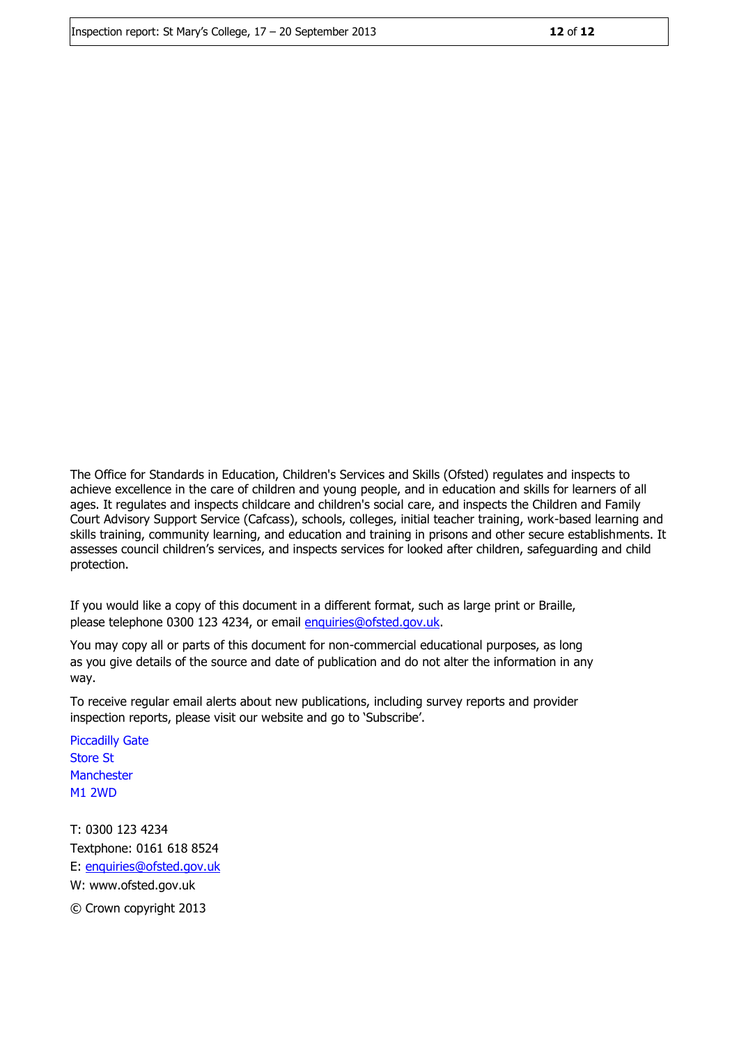The Office for Standards in Education, Children's Services and Skills (Ofsted) regulates and inspects to achieve excellence in the care of children and young people, and in education and skills for learners of all ages. It regulates and inspects childcare and children's social care, and inspects the Children and Family Court Advisory Support Service (Cafcass), schools, colleges, initial teacher training, work-based learning and skills training, community learning, and education and training in prisons and other secure establishments. It assesses council children's services, and inspects services for looked after children, safeguarding and child protection.

If you would like a copy of this document in a different format, such as large print or Braille, please telephone 0300 123 4234, or email enquiries@ofsted.gov.uk.

You may copy all or parts of this document for non-commercial educational purposes, as long as you give details of the source and date of publication and do not alter the information in any way.

To receive regular email alerts about new publications, including survey reports and provider inspection reports, please visit our website and go to 'Subscribe'.

Piccadilly Gate  
Store St  
Manchester  
M1 2WD

T: 0300 123 4234  
Textphone: 0161 618 8524  
E: enquiries@ofsted.gov.uk  
W: www.ofsted.gov.uk

© Crown copyright 2013